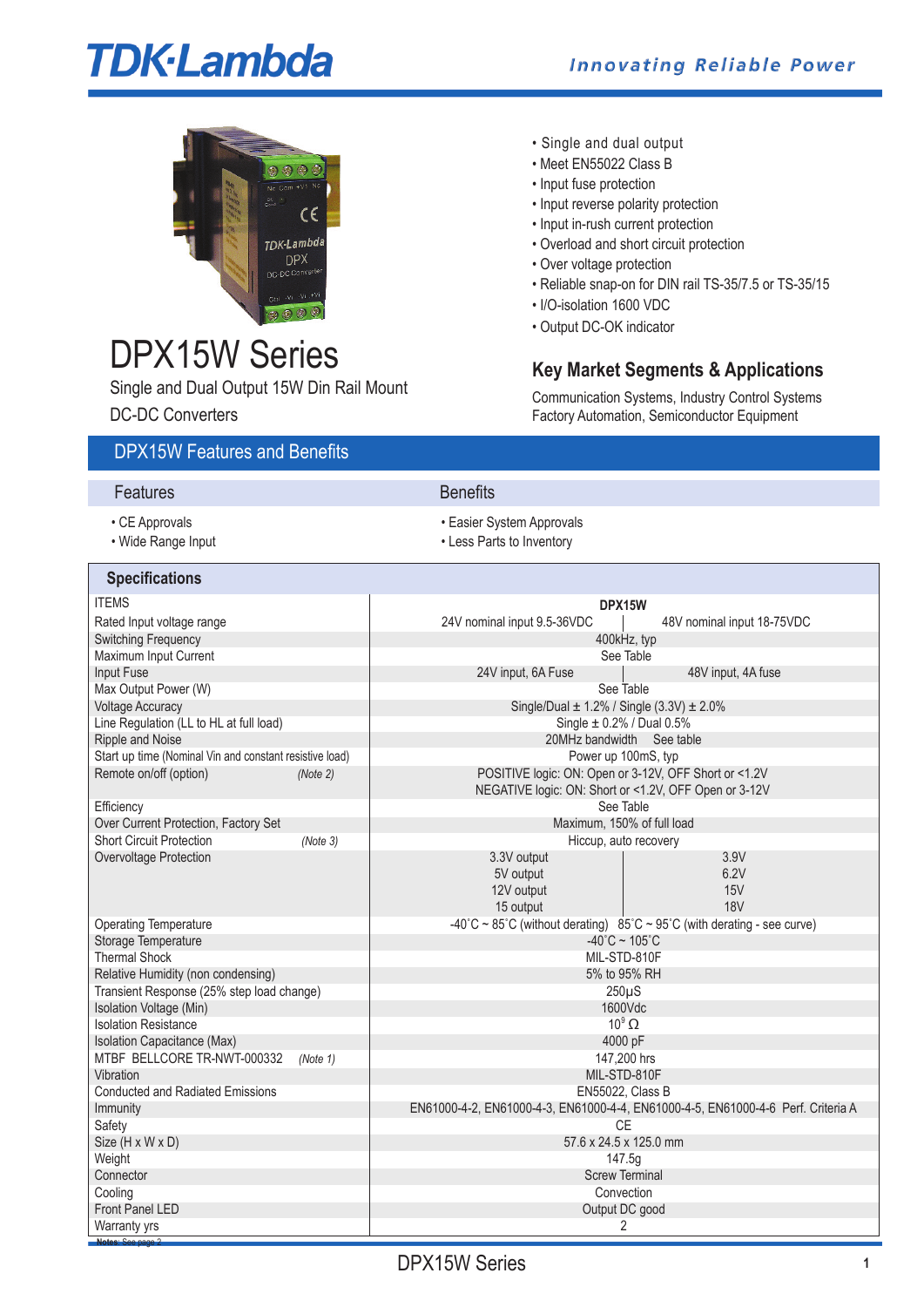TDK·Lambda

*Innovating Reliable Power*

# DPX15W Series

Single and Dual Output 15W Din Rail Mount DC-DC Converters

- Single and dual output
- Meet EN55022 Class B
- Input fuse protection
- Input reverse polarity protection
- Input in-rush current protection
- Overload and short circuit protection
- Over voltage protection
- Reliable snap-on for DIN rail TS-35/7.5 or TS-35/15
- I/O-isolation 1600 VDC
- Output DC-OK indicator

## Key Market Segments & Applications

Communication Systems, Industry Control Systems
Factory Automation, Semiconductor Equipment

## DPX15W Features and Benefits

| Features | Benefits |
|---|---|
| • CE Approvals | • Easier System Approvals |
| • Wide Range Input | • Less Parts to Inventory |

## Specifications

| ITEMS | DPX15W | |
|---|---|---|
| Rated Input voltage range | 24V nominal input 9.5-36VDC | 48V nominal input 18-75VDC |
| Switching Frequency | 400kHz, typ | |
| Maximum Input Current | See Table | |
| Input Fuse | 24V input, 6A Fuse | 48V input, 4A fuse |
| Max Output Power (W) | See Table | |
| Voltage Accuracy | Single/Dual ± 1.2% / Single (3.3V) ± 2.0% | |
| Line Regulation (LL to HL at full load) | Single ± 0.2% / Dual 0.5% | |
| Ripple and Noise | 20MHz bandwidth See table | |
| Start up time (Nominal Vin and constant resistive load) | Power up 100mS, typ | |
| Remote on/off (option) *(Note 2)* | POSITIVE logic: ON: Open or 3-12V, OFF Short or <1.2V<br>NEGATIVE logic: ON: Short or <1.2V, OFF Open or 3-12V | |
| Efficiency | See Table | |
| Over Current Protection, Factory Set | Maximum, 150% of full load | |
| Short Circuit Protection *(Note 3)* | Hiccup, auto recovery | |
| Overvoltage Protection | 3.3V output | 3.9V |
| | 5V output | 6.2V |
| | 12V output | 15V |
| | 15 output | 18V |
| Operating Temperature | -40˚C ~ 85˚C (without derating) 85˚C ~ 95˚C (with derating - see curve) | |
| Storage Temperature | -40˚C ~ 105˚C | |
| Thermal Shock | MIL-STD-810F | |
| Relative Humidity (non condensing) | 5% to 95% RH | |
| Transient Response (25% step load change) | 250µS | |
| Isolation Voltage (Min) | 1600Vdc | |
| Isolation Resistance | $10^9$ Ω | |
| Isolation Capacitance (Max) | 4000 pF | |
| MTBF BELLCORE TR-NWT-000332 *(Note 1)* | 147,200 hrs | |
| Vibration | MIL-STD-810F | |
| Conducted and Radiated Emissions | EN55022, Class B | |
| Immunity | EN61000-4-2, EN61000-4-3, EN61000-4-4, EN61000-4-5, EN61000-4-6 Perf. Criteria A | |
| Safety | CE | |
| Size (H x W x D) | 57.6 x 24.5 x 125.0 mm | |
| Weight | 147.5g | |
| Connector | Screw Terminal | |
| Cooling | Convection | |
| Front Panel LED | Output DC good | |
| Warranty yrs | 2 | |

Notes: See page 2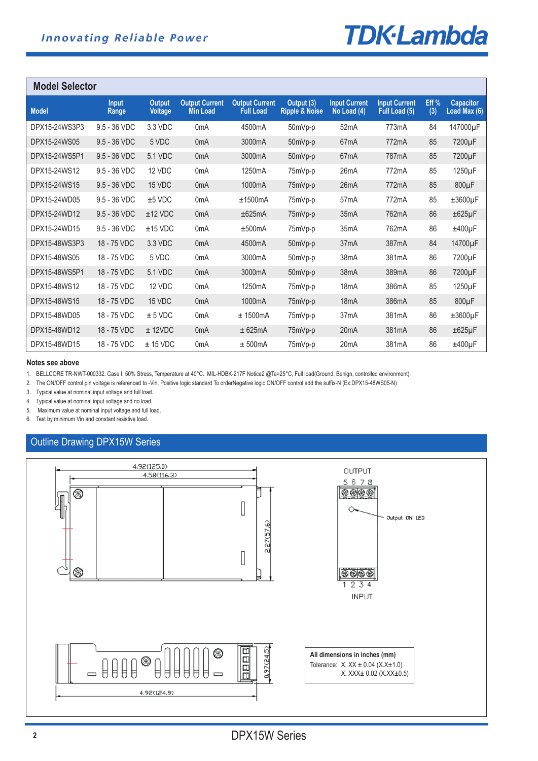## Model Selector

| Model | Input Range | Output Voltage | Output Current Min Load | Output Current Full Load | Output (3) Ripple & Noise | Input Current No Load (4) | Input Current Full Load (5) | Eff % (3) | Capacitor Load Max (6) |
|---|---|---|---|---|---|---|---|---|---|
| DPX15-24WS3P3 | 9.5 - 36 VDC | 3.3 VDC | 0mA | 4500mA | 50mVp-p | 52mA | 773mA | 84 | 147000μF |
| DPX15-24WS05 | 9.5 - 36 VDC | 5 VDC | 0mA | 3000mA | 50mVp-p | 67mA | 772mA | 85 | 7200μF |
| DPX15-24WS5P1 | 9.5 - 36 VDC | 5.1 VDC | 0mA | 3000mA | 50mVp-p | 67mA | 787mA | 85 | 7200μF |
| DPX15-24WS12 | 9.5 - 36 VDC | 12 VDC | 0mA | 1250mA | 75mVp-p | 26mA | 772mA | 85 | 1250μF |
| DPX15-24WS15 | 9.5 - 36 VDC | 15 VDC | 0mA | 1000mA | 75mVp-p | 26mA | 772mA | 85 | 800μF |
| DPX15-24WD05 | 9.5 - 36 VDC | ±5 VDC | 0mA | ±1500mA | 75mVp-p | 57mA | 772mA | 85 | ±3600μF |
| DPX15-24WD12 | 9.5 - 36 VDC | ±12 VDC | 0mA | ±625mA | 75mVp-p | 35mA | 762mA | 86 | ±625μF |
| DPX15-24WD15 | 9.5 - 36 VDC | ±15 VDC | 0mA | ±500mA | 75mVp-p | 35mA | 762mA | 86 | ±400μF |
| DPX15-48WS3P3 | 18 - 75 VDC | 3.3 VDC | 0mA | 4500mA | 50mVp-p | 37mA | 387mA | 84 | 14700μF |
| DPX15-48WS05 | 18 - 75 VDC | 5 VDC | 0mA | 3000mA | 50mVp-p | 38mA | 381mA | 86 | 7200μF |
| DPX15-48WS5P1 | 18 - 75 VDC | 5.1 VDC | 0mA | 3000mA | 50mVp-p | 38mA | 389mA | 86 | 7200μF |
| DPX15-48WS12 | 18 - 75 VDC | 12 VDC | 0mA | 1250mA | 75mVp-p | 18mA | 386mA | 85 | 1250μF |
| DPX15-48WS15 | 18 - 75 VDC | 15 VDC | 0mA | 1000mA | 75mVp-p | 18mA | 386mA | 85 | 800μF |
| DPX15-48WD05 | 18 - 75 VDC | ± 5 VDC | 0mA | ± 1500mA | 75mVp-p | 37mA | 381mA | 86 | ±3600μF |
| DPX15-48WD12 | 18 - 75 VDC | ± 12VDC | 0mA | ± 625mA | 75mVp-p | 20mA | 381mA | 86 | ±625μF |
| DPX15-48WD15 | 18 - 75 VDC | ± 15 VDC | 0mA | ± 500mA | 75mVp-p | 20mA | 381mA | 86 | ±400μF |

**Notes see above**

1. BELLCORE TR-NWT-000332. Case I: 50% Stress, Temperature at 40°C. MIL-HDBK-217F Notice2 @Ta=25°C, Full load(Ground, Benign, controlled environment).
2. The ON/OFF control pin voltage is referenced to -Vin. Positive logic standard To orderNegative logic ON/OFF control add the suffix-N (Ex:DPX15-48WS05-N)
3. Typical value at nominal input voltage and full load.
4. Typical value at nominal input voltage and no load.
5. Maximum value at nominal input voltage and full load.
6. Test by minimum Vin and constant resistive load.

## Outline Drawing DPX15W Series

4.92(125.0)
4.58(116.3)
2.27(57.6)
OUTPUT
5 6 7 8
Output ON LED
1 2 3 4
INPUT
0.97(24.5)
4.92(124.9)

All dimensions in inches (mm)
Tolerance: X. XX ± 0.04 (X.X±1.0)
X. XXX± 0.02 (X.XX±0.5)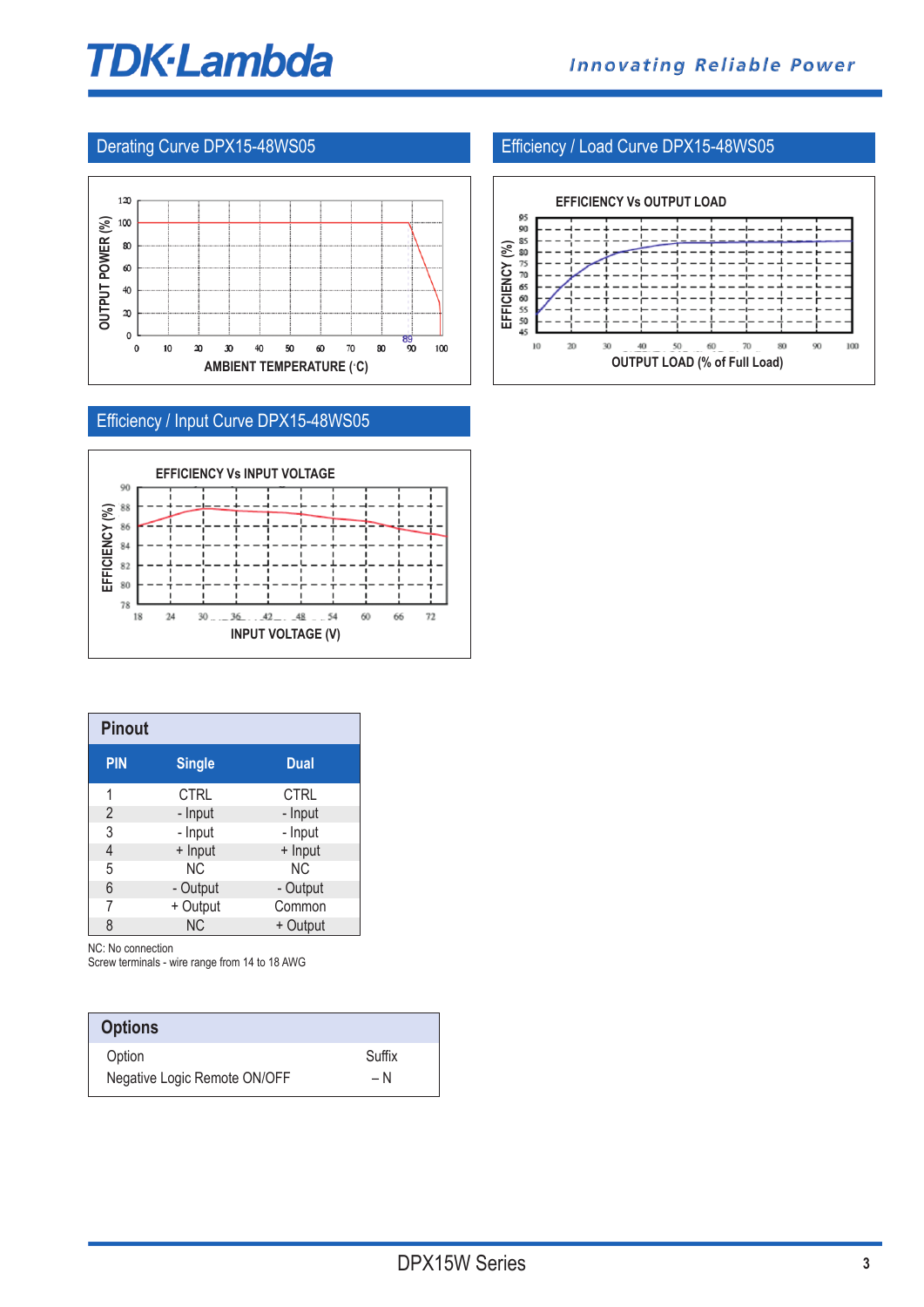## Derating Curve DPX15-48WS05

OUTPUT POWER (%)

AMBIENT TEMPERATURE (°C)

## Efficiency / Load Curve DPX15-48WS05

EFFICIENCY Vs OUTPUT LOAD

EFFICIENCY (%)

OUTPUT LOAD (% of Full Load)

## Efficiency / Input Curve DPX15-48WS05

EFFICIENCY Vs INPUT VOLTAGE

EFFICIENCY (%)

INPUT VOLTAGE (V)

## Pinout

| PIN | Single | Dual |
|---|---|---|
| 1 | CTRL | CTRL |
| 2 | - Input | - Input |
| 3 | - Input | - Input |
| 4 | + Input | + Input |
| 5 | NC | NC |
| 6 | - Output | - Output |
| 7 | + Output | Common |
| 8 | NC | + Output |

NC: No connection
Screw terminals - wire range from 14 to 18 AWG

## Options

| Option | Suffix |
|---|---|
| Negative Logic Remote ON/OFF | – N |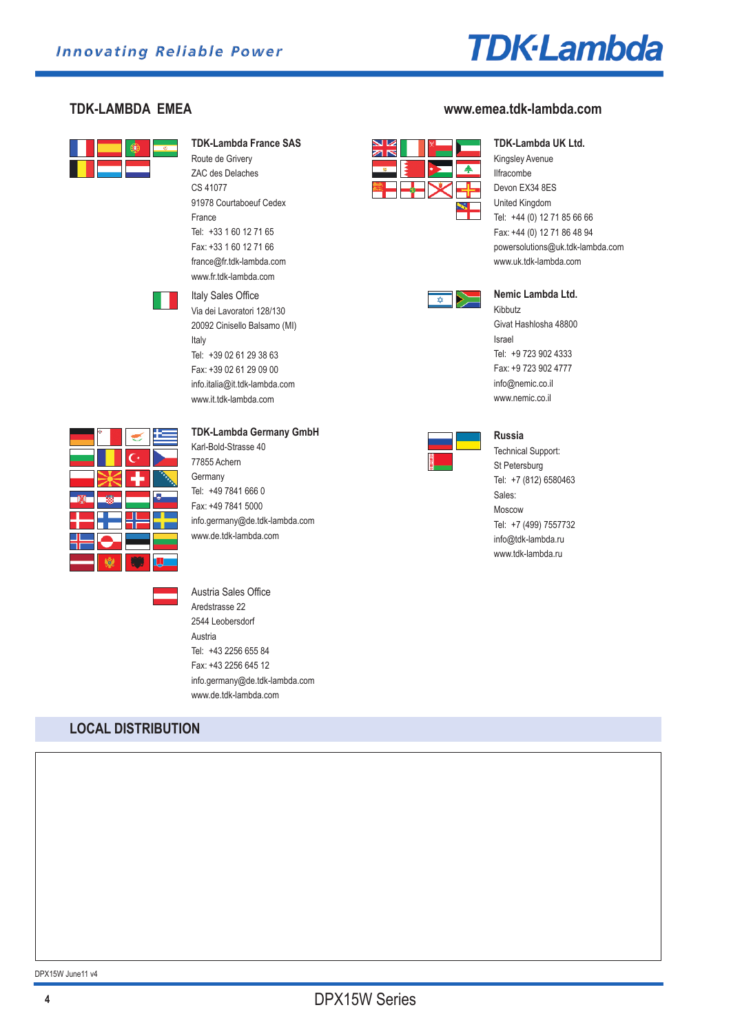## TDK-LAMBDA EMEA

www.emea.tdk-lambda.com

**TDK-Lambda France SAS**
Route de Grivery
ZAC des Delaches
CS 41077
91978 Courtaboeuf Cedex
France
Tel: +33 1 60 12 71 65
Fax: +33 1 60 12 71 66
france@fr.tdk-lambda.com
www.fr.tdk-lambda.com

Italy Sales Office
Via dei Lavoratori 128/130
20092 Cinisello Balsamo (MI)
Italy
Tel: +39 02 61 29 38 63
Fax: +39 02 61 29 09 00
info.italia@it.tdk-lambda.com
www.it.tdk-lambda.com

**TDK-Lambda Germany GmbH**
Karl-Bold-Strasse 40
77855 Achern
Germany
Tel: +49 7841 666 0
Fax: +49 7841 5000
info.germany@de.tdk-lambda.com
www.de.tdk-lambda.com

Austria Sales Office
Aredstrasse 22
2544 Leobersdorf
Austria
Tel: +43 2256 655 84
Fax: +43 2256 645 12
info.germany@de.tdk-lambda.com
www.de.tdk-lambda.com

**TDK-Lambda UK Ltd.**
Kingsley Avenue
Ilfracombe
Devon EX34 8ES
United Kingdom
Tel: +44 (0) 12 71 85 66 66
Fax: +44 (0) 12 71 86 48 94
powersolutions@uk.tdk-lambda.com
www.uk.tdk-lambda.com

**Nemic Lambda Ltd.**
Kibbutz
Givat Hashlosha 48800
Israel
Tel: +9 723 902 4333
Fax: +9 723 902 4777
info@nemic.co.il
www.nemic.co.il

**Russia**
Technical Support:
St Petersburg
Tel: +7 (812) 6580463
Sales:
Moscow
Tel: +7 (499) 7557732
info@tdk-lambda.ru
www.tdk-lambda.ru

## LOCAL DISTRIBUTION

DPX15W June11 v4